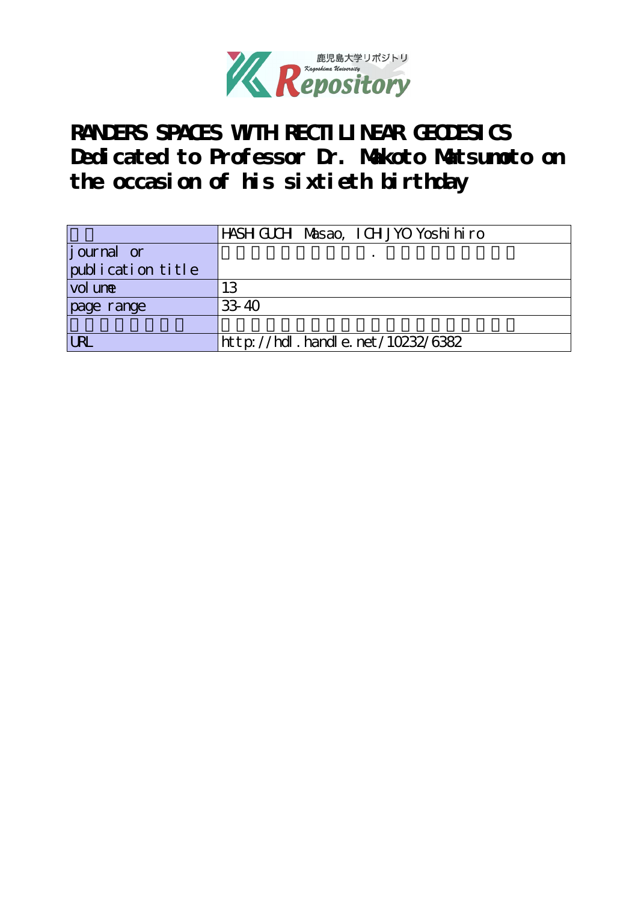# RANDERS SPACES WITH RECTILINEAR GEODESICS Dedicated to Professor Dr. Makoto Matsumoto on the occasion of his sixtieth birthday

| | |
|---|---|
| | HASHIGUCHI Masao, ICHIJYO Yoshihiro |
| journal or publication title | . |
| volume | 13 |
| page range | 33-40 |
| | |
| URL | http://hdl.handle.net/10232/6382 |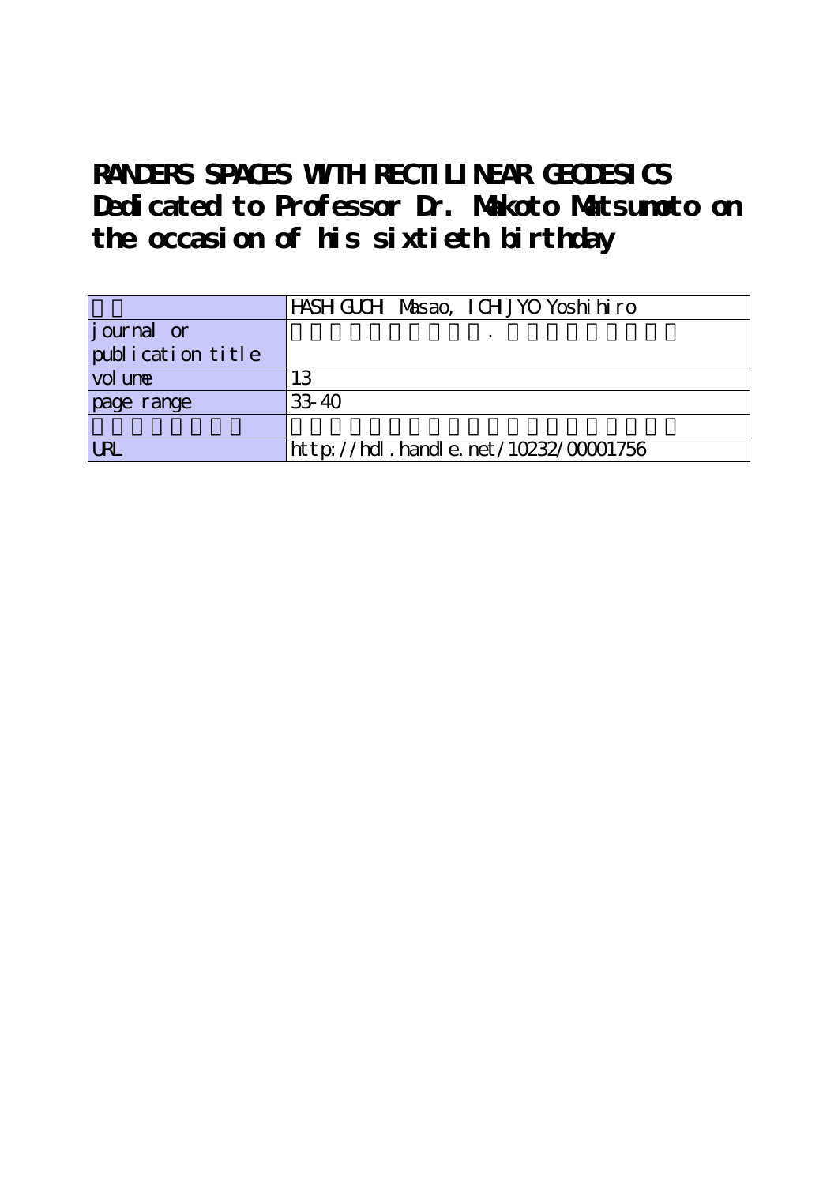# RANDERS SPACES WITH RECTILINEAR GEODESICS Dedicated to Professor Dr. Makoto Matsumoto on the occasion of his sixtieth birthday

| | |
|---|---|
| | HASHIGUCHI Masao, ICHIJYO Yoshihiro |
| journal or publication title | . |
| volume | 13 |
| page range | 33-40 |
| | |
| URL | http://hdl.handle.net/10232/00001756 |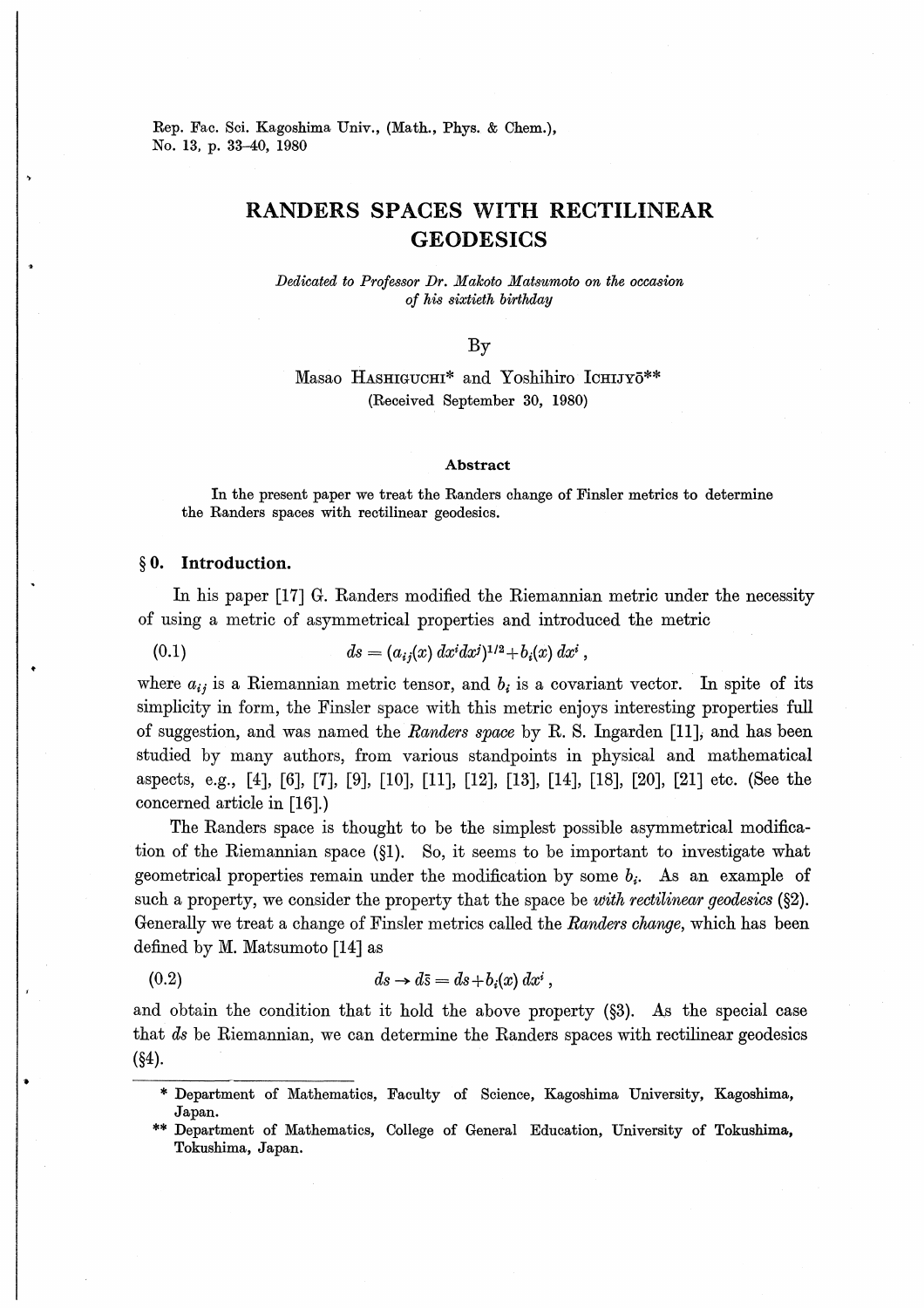Rep. Fac. Sci. Kagoshima Univ., (Math., Phys. & Chem.),
No. 13, p. 33–40, 1980

# RANDERS SPACES WITH RECTILINEAR GEODESICS

*Dedicated to Professor Dr. Makoto Matsumoto on the occasion of his sixtieth birthday*

By

Masao HASHIGUCHI* and Yoshihiro ICHIJYŌ**

(Received September 30, 1980)

### Abstract

In the present paper we treat the Randers change of Finsler metrics to determine the Randers spaces with rectilinear geodesics.

## § 0. Introduction.

In his paper [17] G. Randers modified the Riemannian metric under the necessity of using a metric of asymmetrical properties and introduced the metric

$$ds = (a_{ij}(x)\, dx^i dx^j)^{1/2} + b_i(x)\, dx^i\,, \tag{0.1}$$

where $a_{ij}$ is a Riemannian metric tensor, and $b_i$ is a covariant vector. In spite of its simplicity in form, the Finsler space with this metric enjoys interesting properties full of suggestion, and was named the *Randers space* by R. S. Ingarden [11], and has been studied by many authors, from various standpoints in physical and mathematical aspects, e.g., [4], [6], [7], [9], [10], [11], [12], [13], [14], [18], [20], [21] etc. (See the concerned article in [16].)

The Randers space is thought to be the simplest possible asymmetrical modification of the Riemannian space (§1). So, it seems to be important to investigate what geometrical properties remain under the modification by some $b_i$. As an example of such a property, we consider the property that the space be *with rectilinear geodesics* (§2). Generally we treat a change of Finsler metrics called the *Randers change*, which has been defined by M. Matsumoto [14] as

$$ds \rightarrow d\bar{s} = ds + b_i(x)\, dx^i\,, \tag{0.2}$$

and obtain the condition that it hold the above property (§3). As the special case that $ds$ be Riemannian, we can determine the Randers spaces with rectilinear geodesics (§4).

---

\* Department of Mathematics, Faculty of Science, Kagoshima University, Kagoshima, Japan.

\*\* Department of Mathematics, College of General Education, University of Tokushima, Tokushima, Japan.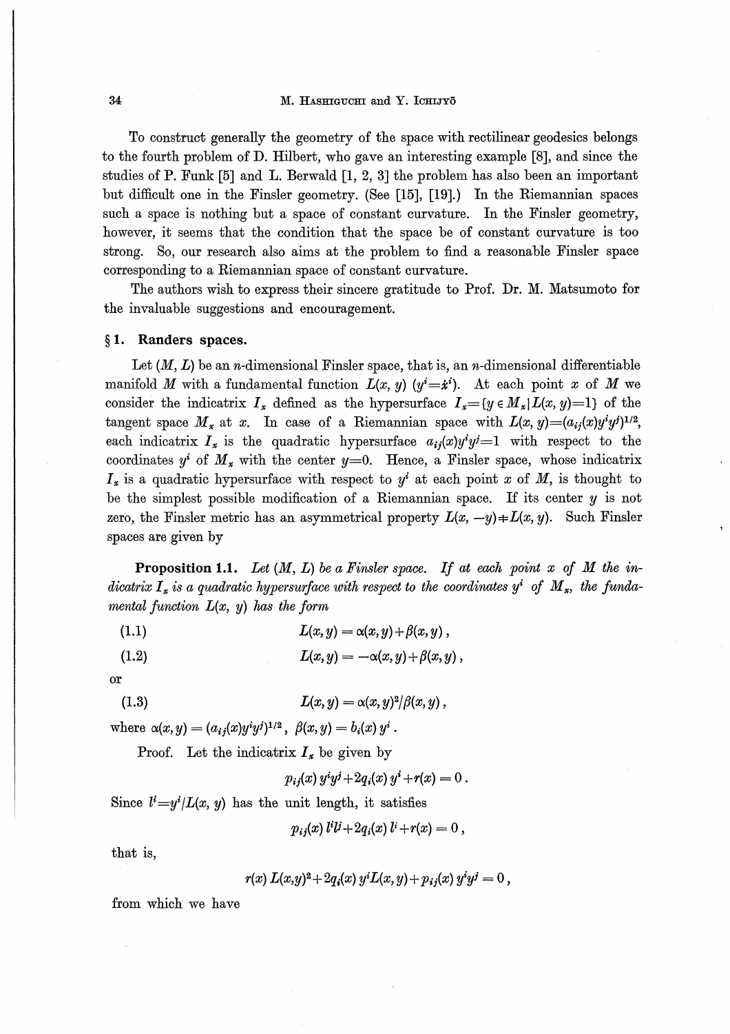To construct generally the geometry of the space with rectilinear geodesics belongs to the fourth problem of D. Hilbert, who gave an interesting example [8], and since the studies of P. Funk [5] and L. Berwald [1, 2, 3] the problem has also been an important but difficult one in the Finsler geometry. (See [15], [19].) In the Riemannian spaces such a space is nothing but a space of constant curvature. In the Finsler geometry, however, it seems that the condition that the space be of constant curvature is too strong. So, our research also aims at the problem to find a reasonable Finsler space corresponding to a Riemannian space of constant curvature.

The authors wish to express their sincere gratitude to Prof. Dr. M. Matsumoto for the invaluable suggestions and encouragement.

## § 1. Randers spaces.

Let $(M, L)$ be an $n$-dimensional Finsler space, that is, an $n$-dimensional differentiable manifold $M$ with a fundamental function $L(x, y)$ $(y^i=\dot{x}^i)$. At each point $x$ of $M$ we consider the indicatrix $I_x$ defined as the hypersurface $I_x=\{y \in M_x \mid L(x, y)=1\}$ of the tangent space $M_x$ at $x$. In case of a Riemannian space with $L(x, y)=(a_{ij}(x)y^iy^j)^{1/2}$, each indicatrix $I_x$ is the quadratic hypersurface $a_{ij}(x)y^iy^j=1$ with respect to the coordinates $y^i$ of $M_x$ with the center $y=0$. Hence, a Finsler space, whose indicatrix $I_x$ is a quadratic hypersurface with respect to $y^i$ at each point $x$ of $M$, is thought to be the simplest possible modification of a Riemannian space. If its center $y$ is not zero, the Finsler metric has an asymmetrical property $L(x, -y) \neq L(x, y)$. Such Finsler spaces are given by

**Proposition 1.1.** *Let $(M, L)$ be a Finsler space. If at each point $x$ of $M$ the indicatrix $I_x$ is a quadratic hypersurface with respect to the coordinates $y^i$ of $M_x$, the fundamental function $L(x, y)$ has the form*

$$L(x,y) = \alpha(x,y)+\beta(x,y)\,, \tag{1.1}$$

$$L(x,y) = -\alpha(x,y)+\beta(x,y)\,, \tag{1.2}$$

or

$$L(x,y) = \alpha(x,y)^2/\beta(x,y)\,, \tag{1.3}$$

where $\alpha(x,y) = (a_{ij}(x)y^iy^j)^{1/2}$, $\beta(x,y) = b_i(x)\,y^i$.

Proof. Let the indicatrix $I_x$ be given by

$$p_{ij}(x)\,y^iy^j+2q_i(x)\,y^i+r(x) = 0\,.$$

Since $l^i=y^i/L(x, y)$ has the unit length, it satisfies

$$p_{ij}(x)\,l^il^j+2q_i(x)\,l^i+r(x) = 0\,,$$

that is,

$$r(x)\,L(x,y)^2+2q_i(x)\,y^iL(x,y)+p_{ij}(x)\,y^iy^j = 0\,,$$

from which we have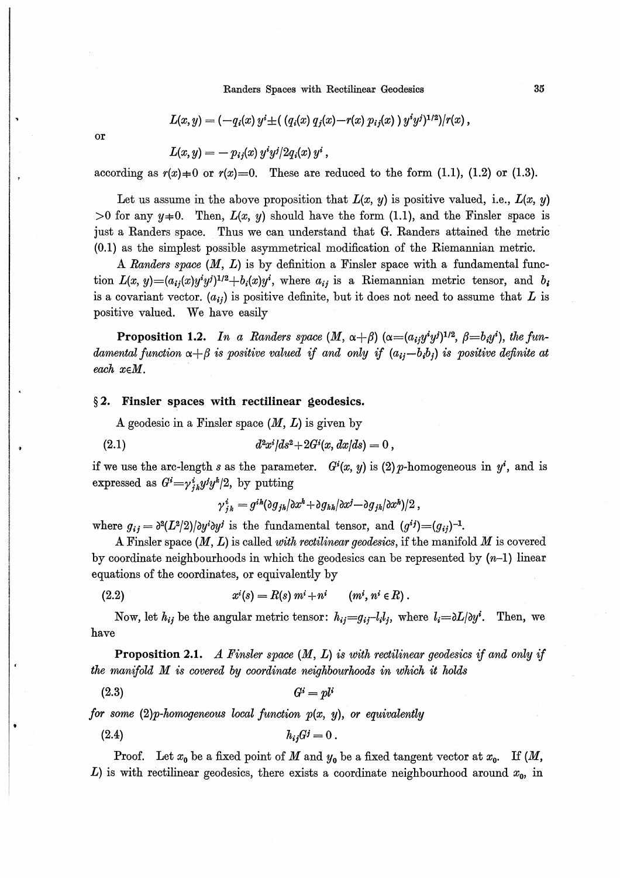$$L(x, y) = (-q_i(x)\, y^i \pm ( (q_i(x)\, q_j(x) - r(x)\, p_{ij}(x)\, )\, y^i y^j)^{1/2})/r(x)\,,$$

or

$$L(x, y) = -p_{ij}(x)\, y^i y^j / 2q_i(x)\, y^i\,,$$

according as $r(x) \neq 0$ or $r(x) = 0$. These are reduced to the form (1.1), (1.2) or (1.3).

Let us assume in the above proposition that $L(x, y)$ is positive valued, i.e., $L(x, y) > 0$ for any $y \neq 0$. Then, $L(x, y)$ should have the form (1.1), and the Finsler space is just a Randers space. Thus we can understand that G. Randers attained the metric (0.1) as the simplest possible asymmetrical modification of the Riemannian metric.

A *Randers space* $(M, L)$ is by definition a Finsler space with a fundamental function $L(x, y) = (a_{ij}(x) y^i y^j)^{1/2} + b_i(x) y^i$, where $a_{ij}$ is a Riemannian metric tensor, and $b_i$ is a covariant vector. $(a_{ij})$ is positive definite, but it does not need to assume that $L$ is positive valued. We have easily

**Proposition 1.2.** *In a Randers space* $(M, \alpha+\beta)$ $(\alpha = (a_{ij} y^i y^j)^{1/2}$, $\beta = b_i y^i)$, *the fundamental function* $\alpha+\beta$ *is positive valued if and only if* $(a_{ij} - b_i b_j)$ *is positive definite at each* $x \in M$.

## § 2. Finsler spaces with rectilinear geodesics.

A geodesic in a Finsler space $(M, L)$ is given by

$$d^2 x^i / ds^2 + 2G^i(x, dx/ds) = 0\,, \tag{2.1}$$

if we use the arc-length $s$ as the parameter. $G^i(x, y)$ is $(2)p$-homogeneous in $y^i$, and is expressed as $G^i = \gamma^i_{jk} y^j y^k / 2$, by putting

$$\gamma^i_{jk} = g^{ih} (\partial g_{jh} / \partial x^k + \partial g_{kh} / \partial x^j - \partial g_{jk} / \partial x^h) / 2\,,$$

where $g_{ij} = \partial^2 (L^2/2) / \partial y^i \partial y^j$ is the fundamental tensor, and $(g^{ij}) = (g_{ij})^{-1}$.

A Finsler space $(M, L)$ is called *with rectilinear geodesics*, if the manifold $M$ is covered by coordinate neighbourhoods in which the geodesics can be represented by $(n-1)$ linear equations of the coordinates, or equivalently by

$$x^i(s) = R(s)\, m^i + n^i \qquad (m^i, n^i \in R)\,. \tag{2.2}$$

Now, let $h_{ij}$ be the angular metric tensor: $h_{ij} = g_{ij} - l_i l_j$, where $l_i = \partial L / \partial y^i$. Then, we have

**Proposition 2.1.** *A Finsler space* $(M, L)$ *is with rectilinear geodesics if and only if the manifold* $M$ *is covered by coordinate neighbourhoods in which it holds*

$$G^i = p l^i \tag{2.3}$$

*for some* $(2)p$*-homogeneous local function* $p(x, y)$, *or equivalently*

$$h_{ij} G^j = 0\,. \tag{2.4}$$

Proof. Let $x_0$ be a fixed point of $M$ and $y_0$ be a fixed tangent vector at $x_0$. If $(M, L)$ is with rectilinear geodesics, there exists a coordinate neighbourhood around $x_0$, in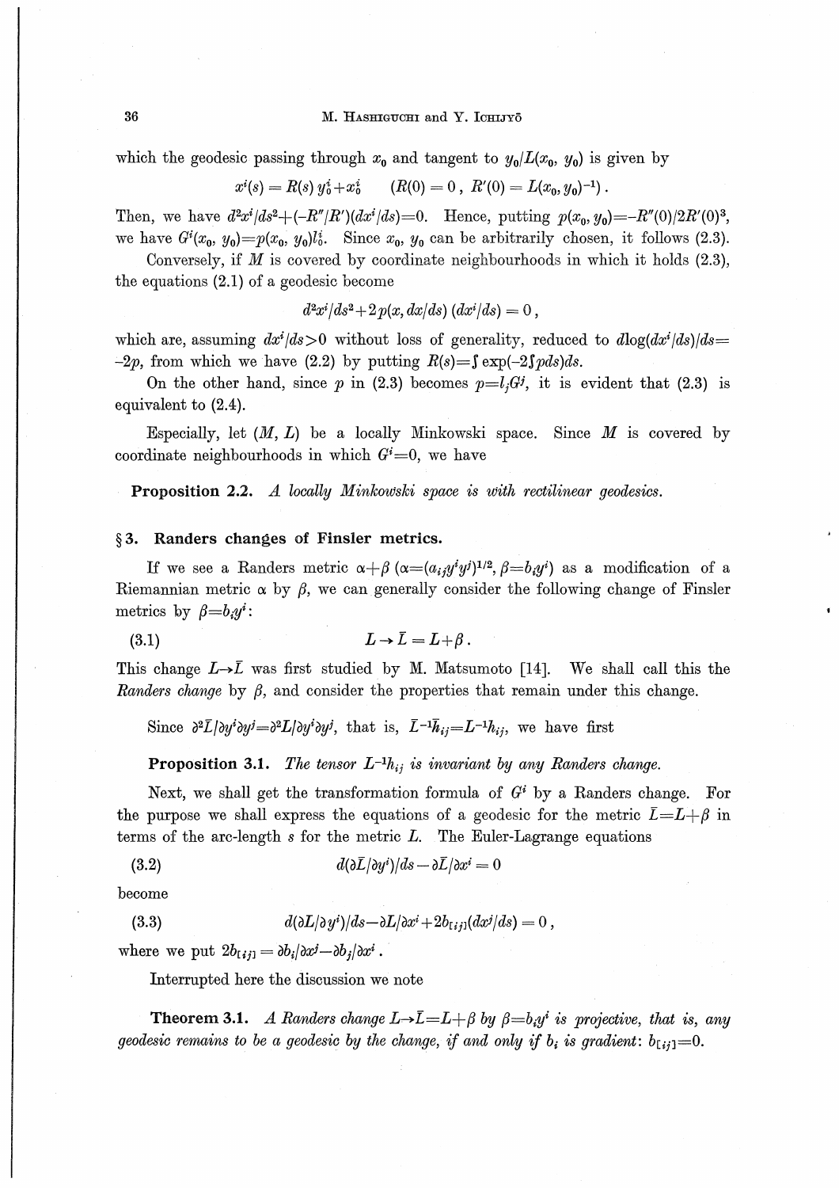which the geodesic passing through $x_0$ and tangent to $y_0/L(x_0, y_0)$ is given by

$$x^i(s) = R(s)\, y_0^i + x_0^i \qquad (R(0) = 0\,,\ R'(0) = L(x_0, y_0)^{-1})\,.$$

Then, we have $d^2x^i/ds^2 + (-R''/R')(dx^i/ds) = 0$. Hence, putting $p(x_0, y_0) = -R''(0)/2R'(0)^3$, we have $G^i(x_0, y_0) = p(x_0, y_0) l_0^i$. Since $x_0$, $y_0$ can be arbitrarily chosen, it follows (2.3).

Conversely, if $M$ is covered by coordinate neighbourhoods in which it holds (2.3), the equations (2.1) of a geodesic become

$$d^2x^i/ds^2 + 2p(x, dx/ds)\,(dx^i/ds) = 0\,,$$

which are, assuming $dx^i/ds > 0$ without loss of generality, reduced to $d\log(dx^i/ds)/ds = -2p$, from which we have (2.2) by putting $R(s) = \int \exp(-2\int p ds) ds$.

On the other hand, since $p$ in (2.3) becomes $p = l_j G^j$, it is evident that (2.3) is equivalent to (2.4).

Especially, let $(M, L)$ be a locally Minkowski space. Since $M$ is covered by coordinate neighbourhoods in which $G^i = 0$, we have

**Proposition 2.2.** *A locally Minkowski space is with rectilinear geodesics.*

## §3. Randers changes of Finsler metrics.

If we see a Randers metric $\alpha + \beta$ ($\alpha = (a_{ij} y^i y^j)^{1/2}$, $\beta = b_i y^i$) as a modification of a Riemannian metric $\alpha$ by $\beta$, we can generally consider the following change of Finsler metrics by $\beta = b_i y^i$:

$$L \to \bar{L} = L + \beta\,. \tag{3.1}$$

This change $L \to \bar{L}$ was first studied by M. Matsumoto [14]. We shall call this the *Randers change* by $\beta$, and consider the properties that remain under this change.

Since $\partial^2 \bar{L}/\partial y^i \partial y^j = \partial^2 L/\partial y^i \partial y^j$, that is, $\bar{L}^{-1} \bar{h}_{ij} = L^{-1} h_{ij}$, we have first

**Proposition 3.1.** *The tensor $L^{-1} h_{ij}$ is invariant by any Randers change.*

Next, we shall get the transformation formula of $G^i$ by a Randers change. For the purpose we shall express the equations of a geodesic for the metric $\bar{L} = L + \beta$ in terms of the arc-length $s$ for the metric $L$. The Euler-Lagrange equations

$$d(\partial \bar{L}/\partial y^i)/ds - \partial \bar{L}/\partial x^i = 0 \tag{3.2}$$

become

$$d(\partial L/\partial y^i)/ds - \partial L/\partial x^i + 2b_{[ij]}(dx^j/ds) = 0\,, \tag{3.3}$$

where we put $2b_{[ij]} = \partial b_i/\partial x^j - \partial b_j/\partial x^i$.

Interrupted here the discussion we note

**Theorem 3.1.** *A Randers change $L \to \bar{L} = L + \beta$ by $\beta = b_i y^i$ is projective, that is, any geodesic remains to be a geodesic by the change, if and only if $b_i$ is gradient: $b_{[ij]} = 0$.*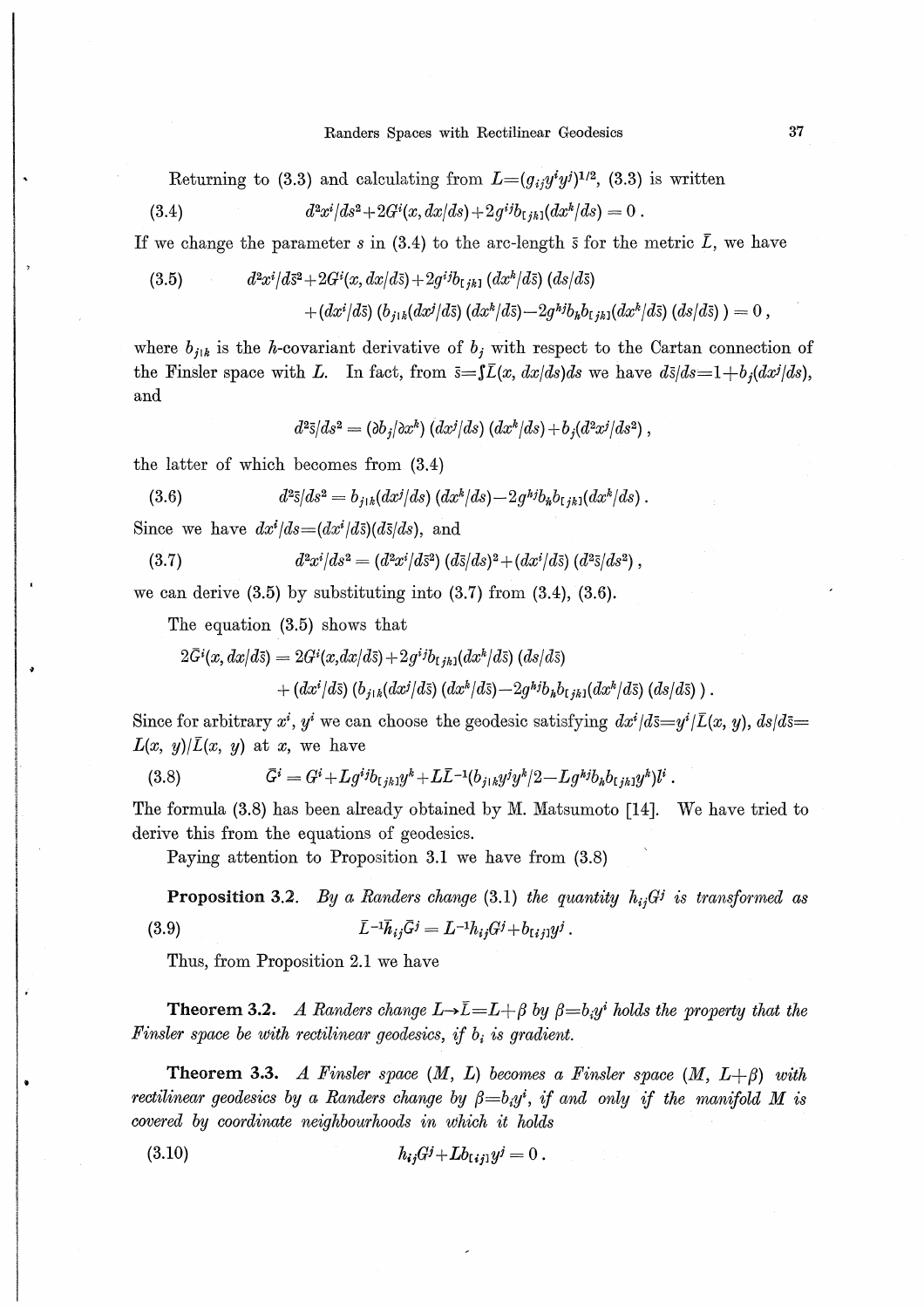Returning to (3.3) and calculating from $L=(g_{ij}y^iy^j)^{1/2}$, (3.3) is written

$$d^2x^i/ds^2+2G^i(x, dx/ds)+2g^{ij}b_{[jk]}(dx^k/ds)=0\,. \tag{3.4}$$

If we change the parameter $s$ in (3.4) to the arc-length $\bar{s}$ for the metric $\bar{L}$, we have

$$\begin{aligned}d^2x^i/d\bar{s}^2&+2G^i(x, dx/d\bar{s})+2g^{ij}b_{[jk]}(dx^k/d\bar{s})(ds/d\bar{s})\\&+(dx^i/d\bar{s})(b_{j|k}(dx^j/d\bar{s})(dx^k/d\bar{s})-2g^{hj}b_hb_{[jk]}(dx^k/d\bar{s})(ds/d\bar{s}))=0\,,\end{aligned} \tag{3.5}$$

where $b_{j|k}$ is the $h$-covariant derivative of $b_j$ with respect to the Cartan connection of the Finsler space with $L$. In fact, from $\bar{s}=\int\bar{L}(x, dx/ds)ds$ we have $d\bar{s}/ds=1+b_j(dx^j/ds)$, and

$$d^2\bar{s}/ds^2=(\partial b_j/\partial x^k)(dx^j/ds)(dx^k/ds)+b_j(d^2x^j/ds^2)\,,$$

the latter of which becomes from (3.4)

$$d^2\bar{s}/ds^2=b_{j|k}(dx^j/ds)(dx^k/ds)-2g^{hj}b_hb_{[jk]}(dx^k/ds)\,. \tag{3.6}$$

Since we have $dx^i/ds=(dx^i/d\bar{s})(d\bar{s}/ds)$, and

$$d^2x^i/ds^2=(d^2x^i/d\bar{s}^2)(d\bar{s}/ds)^2+(dx^i/d\bar{s})(d^2\bar{s}/ds^2)\,, \tag{3.7}$$

we can derive (3.5) by substituting into (3.7) from (3.4), (3.6).

The equation (3.5) shows that

$$\begin{aligned}2\bar{G}^i(x, dx/d\bar{s})&=2G^i(x,dx/d\bar{s})+2g^{ij}b_{[jk]}(dx^k/d\bar{s})(ds/d\bar{s})\\&+(dx^i/d\bar{s})(b_{j|k}(dx^j/d\bar{s})(dx^k/d\bar{s})-2g^{hj}b_hb_{[jk]}(dx^k/d\bar{s})(ds/d\bar{s}))\,.\end{aligned}$$

Since for arbitrary $x^i$, $y^i$ we can choose the geodesic satisfying $dx^i/d\bar{s}=y^i/\bar{L}(x, y)$, $ds/d\bar{s}=L(x, y)/\bar{L}(x, y)$ at $x$, we have

$$\bar{G}^i=G^i+Lg^{ij}b_{[jk]}y^k+L\bar{L}^{-1}(b_{j|k}y^jy^k/2-Lg^{hj}b_hb_{[jk]}y^k)l^i\,. \tag{3.8}$$

The formula (3.8) has been already obtained by M. Matsumoto [14]. We have tried to derive this from the equations of geodesics.

Paying attention to Proposition 3.1 we have from (3.8)

**Proposition 3.2.** *By a Randers change (3.1) the quantity $h_{ij}G^j$ is transformed as*

$$\bar{L}^{-1}\bar{h}_{ij}\bar{G}^j=L^{-1}h_{ij}G^j+b_{[ij]}y^j\,. \tag{3.9}$$

Thus, from Proposition 2.1 we have

**Theorem 3.2.** *A Randers change $L\to\bar{L}=L+\beta$ by $\beta=b_iy^i$ holds the property that the Finsler space be with rectilinear geodesics, if $b_i$ is gradient.*

**Theorem 3.3.** *A Finsler space $(M, L)$ becomes a Finsler space $(M, L+\beta)$ with rectilinear geodesics by a Randers change by $\beta=b_iy^i$, if and only if the manifold $M$ is covered by coordinate neighbourhoods in which it holds*

$$h_{ij}G^j+Lb_{[ij]}y^j=0\,. \tag{3.10}$$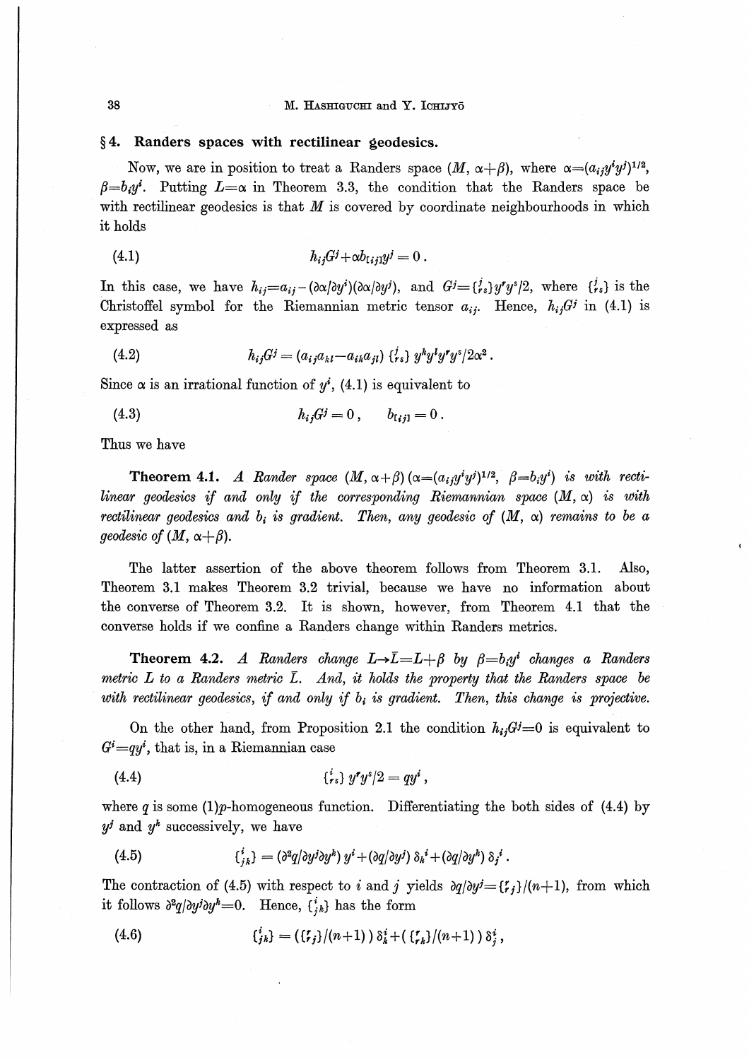## § 4. Randers spaces with rectilinear geodesics.

Now, we are in position to treat a Randers space $(M, \alpha+\beta)$, where $\alpha=(a_{ij}y^i y^j)^{1/2}$, $\beta=b_i y^i$. Putting $L=\alpha$ in Theorem 3.3, the condition that the Randers space be with rectilinear geodesics is that $M$ is covered by coordinate neighbourhoods in which it holds

$$h_{ij}G^j + \alpha b_{[ij]}y^j = 0 . \tag{4.1}$$

In this case, we have $h_{ij}=a_{ij}-(\partial\alpha/\partial y^i)(\partial\alpha/\partial y^j)$, and $G^j=\{{}^{j}_{rs}\}y^r y^s/2$, where $\{{}^{j}_{rs}\}$ is the Christoffel symbol for the Riemannian metric tensor $a_{ij}$. Hence, $h_{ij}G^j$ in (4.1) is expressed as

$$h_{ij}G^j = (a_{ij}a_{kl}-a_{ik}a_{jl})\,\{{}^{j}_{rs}\}\,y^k y^l y^r y^s/2\alpha^2 . \tag{4.2}$$

Since $\alpha$ is an irrational function of $y^i$, (4.1) is equivalent to

$$h_{ij}G^j = 0 , \qquad b_{[ij]} = 0 . \tag{4.3}$$

Thus we have

**Theorem 4.1.** *A Rander space $(M, \alpha+\beta)$ $(\alpha=(a_{ij}y^i y^j)^{1/2}$, $\beta=b_i y^i)$ is with rectilinear geodesics if and only if the corresponding Riemannian space $(M, \alpha)$ is with rectilinear geodesics and $b_i$ is gradient. Then, any geodesic of $(M, \alpha)$ remains to be a geodesic of $(M, \alpha+\beta)$.*

The latter assertion of the above theorem follows from Theorem 3.1. Also, Theorem 3.1 makes Theorem 3.2 trivial, because we have no information about the converse of Theorem 3.2. It is shown, however, from Theorem 4.1 that the converse holds if we confine a Randers change within Randers metrics.

**Theorem 4.2.** *A Randers change $L\to\bar{L}=L+\beta$ by $\beta=b_i y^i$ changes a Randers metric $L$ to a Randers metric $\bar{L}$. And, it holds the property that the Randers space be with rectilinear geodesics, if and only if $b_i$ is gradient. Then, this change is projective.*

On the other hand, from Proposition 2.1 the condition $h_{ij}G^j=0$ is equivalent to $G^i=qy^i$, that is, in a Riemannian case

$$\{{}^{i}_{rs}\}\,y^r y^s/2 = qy^i , \tag{4.4}$$

where $q$ is some (1)$p$-homogeneous function. Differentiating the both sides of (4.4) by $y^j$ and $y^k$ successively, we have

$$\{{}^{i}_{jk}\} = (\partial^2 q/\partial y^j \partial y^k)\,y^i + (\partial q/\partial y^j)\,\delta_k^i + (\partial q/\partial y^k)\,\delta_j^i . \tag{4.5}$$

The contraction of (4.5) with respect to $i$ and $j$ yields $\partial q/\partial y^j = \{{}^{r}_{rj}\}/(n+1)$, from which it follows $\partial^2 q/\partial y^j \partial y^k = 0$. Hence, $\{{}^{i}_{jk}\}$ has the form

$$\{{}^{i}_{jk}\} = (\{{}^{r}_{rj}\}/(n+1))\,\delta_k^i + (\{{}^{r}_{rk}\}/(n+1))\,\delta_j^i , \tag{4.6}$$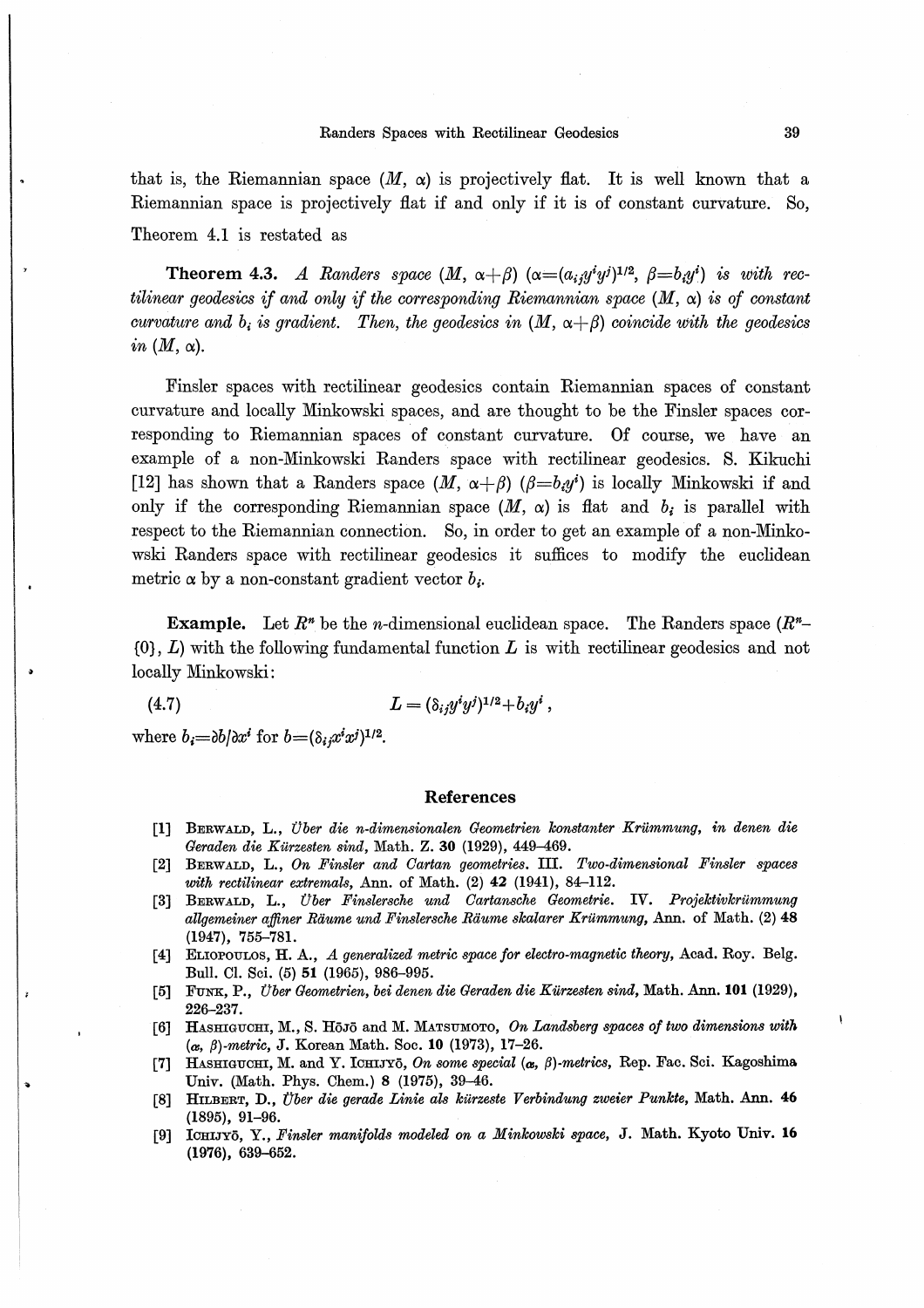that is, the Riemannian space $(M, \alpha)$ is projectively flat. It is well known that a Riemannian space is projectively flat if and only if it is of constant curvature. So, Theorem 4.1 is restated as

**Theorem 4.3.** *A Randers space* $(M, \alpha+\beta)$ $(\alpha=(a_{ij}y^iy^j)^{1/2}, \beta=b_iy^i)$ *is with rectilinear geodesics if and only if the corresponding Riemannian space* $(M, \alpha)$ *is of constant curvature and* $b_i$ *is gradient. Then, the geodesics in* $(M, \alpha+\beta)$ *coincide with the geodesics in* $(M, \alpha)$.

Finsler spaces with rectilinear geodesics contain Riemannian spaces of constant curvature and locally Minkowski spaces, and are thought to be the Finsler spaces corresponding to Riemannian spaces of constant curvature. Of course, we have an example of a non-Minkowski Randers space with rectilinear geodesics. S. Kikuchi [12] has shown that a Randers space $(M, \alpha+\beta)$ $(\beta=b_iy^i)$ is locally Minkowski if and only if the corresponding Riemannian space $(M, \alpha)$ is flat and $b_i$ is parallel with respect to the Riemannian connection. So, in order to get an example of a non-Minkowski Randers space with rectilinear geodesics it suffices to modify the euclidean metric $\alpha$ by a non-constant gradient vector $b_i$.

**Example.** Let $R^n$ be the $n$-dimensional euclidean space. The Randers space $(R^n-\{0\}, L)$ with the following fundamental function $L$ is with rectilinear geodesics and not locally Minkowski:

$$L=(\delta_{ij}y^iy^j)^{1/2}+b_iy^i\,, \tag{4.7}$$

where $b_i=\partial b/\partial x^i$ for $b=(\delta_{ij}x^ix^j)^{1/2}$.

## References

[1] Berwald, L., *Über die n-dimensionalen Geometrien konstanter Krümmung, in denen die Geraden die Kürzesten sind*, Math. Z. **30** (1929), 449–469.

[2] Berwald, L., *On Finsler and Cartan geometries. III. Two-dimensional Finsler spaces with rectilinear extremals*, Ann. of Math. (2) **42** (1941), 84–112.

[3] Berwald, L., *Über Finslersche und Cartansche Geometrie. IV. Projektivkrümmung allgemeiner affiner Räume und Finslersche Räume skalarer Krümmung*, Ann. of Math. (2) **48** (1947), 755–781.

[4] Eliopoulos, H. A., *A generalized metric space for electro-magnetic theory*, Acad. Roy. Belg. Bull. Cl. Sci. (5) **51** (1965), 986–995.

[5] Funk, P., *Über Geometrien, bei denen die Geraden die Kürzesten sind*, Math. Ann. **101** (1929), 226–237.

[6] Hashiguchi, M., S. Hōjō and M. Matsumoto, *On Landsberg spaces of two dimensions with* $(\alpha, \beta)$*-metric*, J. Korean Math. Soc. **10** (1973), 17–26.

[7] Hashiguchi, M. and Y. Ichijyō, *On some special* $(\alpha, \beta)$*-metrics*, Rep. Fac. Sci. Kagoshima Univ. (Math. Phys. Chem.) **8** (1975), 39–46.

[8] Hilbert, D., *Über die gerade Linie als kürzeste Verbindung zweier Punkte*, Math. Ann. **46** (1895), 91–96.

[9] Ichijyō, Y., *Finsler manifolds modeled on a Minkowski space*, J. Math. Kyoto Univ. **16** (1976), 639–652.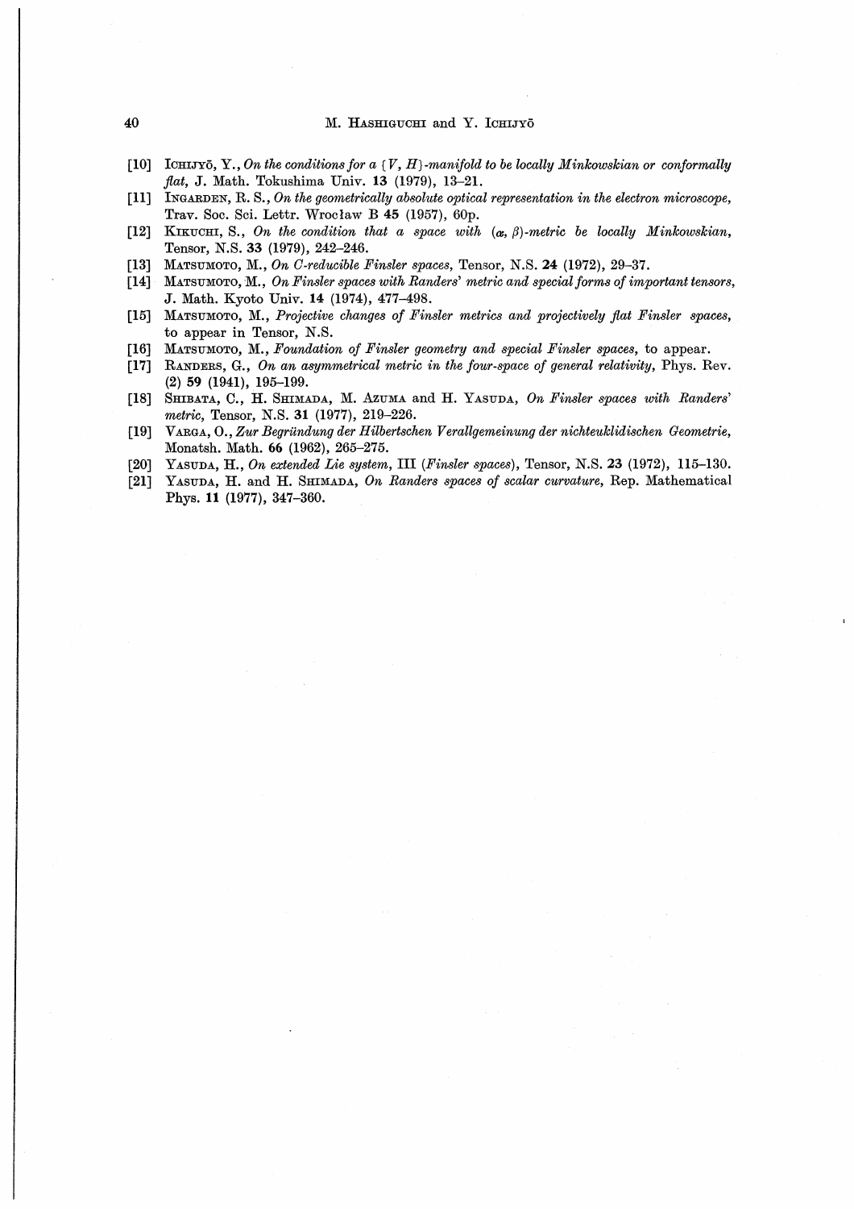[10] Ichijyō, Y., *On the conditions for a $\{V, H\}$-manifold to be locally Minkowskian or conformally flat*, J. Math. Tokushima Univ. **13** (1979), 13–21.

[11] Ingarden, R. S., *On the geometrically absolute optical representation in the electron microscope*, Trav. Soc. Sci. Lettr. Wrocław B **45** (1957), 60p.

[12] Kikuchi, S., *On the condition that a space with $(\alpha, \beta)$-metric be locally Minkowskian*, Tensor, N.S. **33** (1979), 242–246.

[13] Matsumoto, M., *On C-reducible Finsler spaces*, Tensor, N.S. **24** (1972), 29–37.

[14] Matsumoto, M., *On Finsler spaces with Randers' metric and special forms of important tensors*, J. Math. Kyoto Univ. **14** (1974), 477–498.

[15] Matsumoto, M., *Projective changes of Finsler metrics and projectively flat Finsler spaces*, to appear in Tensor, N.S.

[16] Matsumoto, M., *Foundation of Finsler geometry and special Finsler spaces*, to appear.

[17] Randers, G., *On an asymmetrical metric in the four-space of general relativity*, Phys. Rev. (2) **59** (1941), 195–199.

[18] Shibata, C., H. Shimada, M. Azuma and H. Yasuda, *On Finsler spaces with Randers' metric*, Tensor, N.S. **31** (1977), 219–226.

[19] Varga, O., *Zur Begründung der Hilbertschen Verallgemeinung der nichteuklidischen Geometrie*, Monatsh. Math. **66** (1962), 265–275.

[20] Yasuda, H., *On extended Lie system*, III (*Finsler spaces*), Tensor, N.S. **23** (1972), 115–130.

[21] Yasuda, H. and H. Shimada, *On Randers spaces of scalar curvature*, Rep. Mathematical Phys. **11** (1977), 347–360.